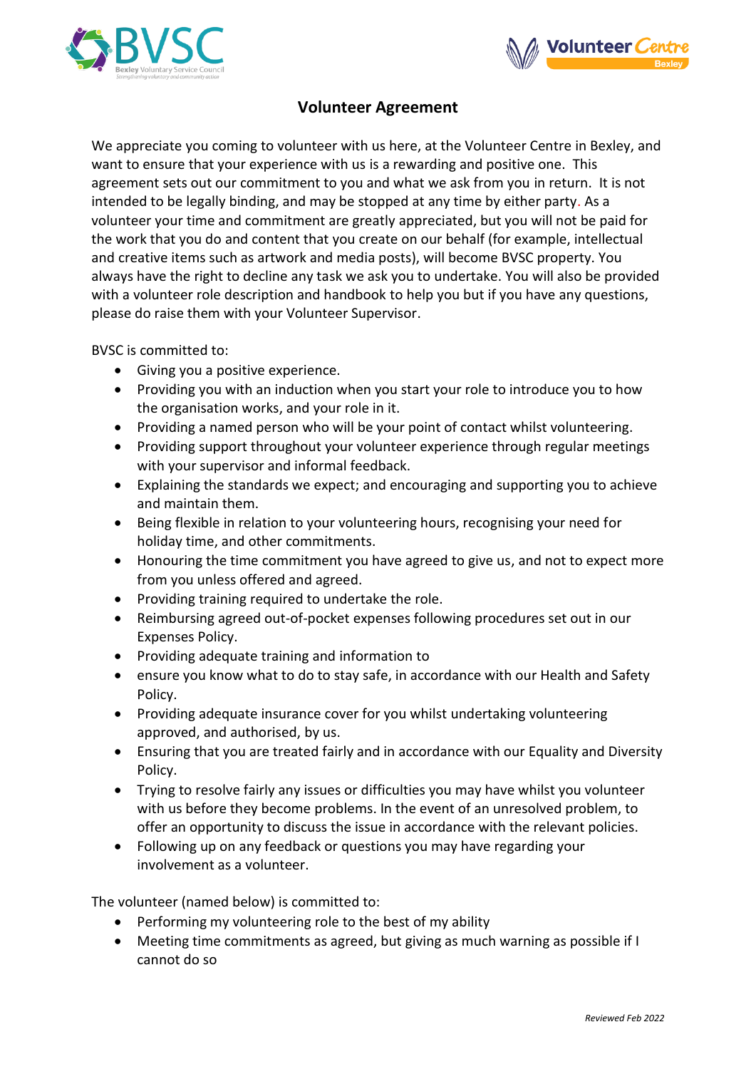# Volunteer Agreement

We appreciate you coming to volunteer with us here, at the Volunteer Centre in Bexley, and want to ensure that your experience with us is a rewarding and positive one. This agreement sets out our commitment to you and what we ask from you in return. It is not intended to be legally binding, and may be stopped at any time by either party. As a volunteer your time and commitment are greatly appreciated, but you will not be paid for the work that you do and content that you create on our behalf (for example, intellectual and creative items such as artwork and media posts), will become BVSC property. You always have the right to decline any task we ask you to undertake. You will also be provided with a volunteer role description and handbook to help you but if you have any questions, please do raise them with your Volunteer Supervisor.

BVSC is committed to:

- Giving you a positive experience.
- Providing you with an induction when you start your role to introduce you to how the organisation works, and your role in it.
- Providing a named person who will be your point of contact whilst volunteering.
- Providing support throughout your volunteer experience through regular meetings with your supervisor and informal feedback.
- Explaining the standards we expect; and encouraging and supporting you to achieve and maintain them.
- Being flexible in relation to your volunteering hours, recognising your need for holiday time, and other commitments.
- Honouring the time commitment you have agreed to give us, and not to expect more from you unless offered and agreed.
- Providing training required to undertake the role.
- Reimbursing agreed out-of-pocket expenses following procedures set out in our Expenses Policy.
- Providing adequate training and information to
- ensure you know what to do to stay safe, in accordance with our Health and Safety Policy.
- Providing adequate insurance cover for you whilst undertaking volunteering approved, and authorised, by us.
- Ensuring that you are treated fairly and in accordance with our Equality and Diversity Policy.
- Trying to resolve fairly any issues or difficulties you may have whilst you volunteer with us before they become problems. In the event of an unresolved problem, to offer an opportunity to discuss the issue in accordance with the relevant policies.
- Following up on any feedback or questions you may have regarding your involvement as a volunteer.

The volunteer (named below) is committed to:

- Performing my volunteering role to the best of my ability
- Meeting time commitments as agreed, but giving as much warning as possible if I cannot do so

*Reviewed Feb 2022*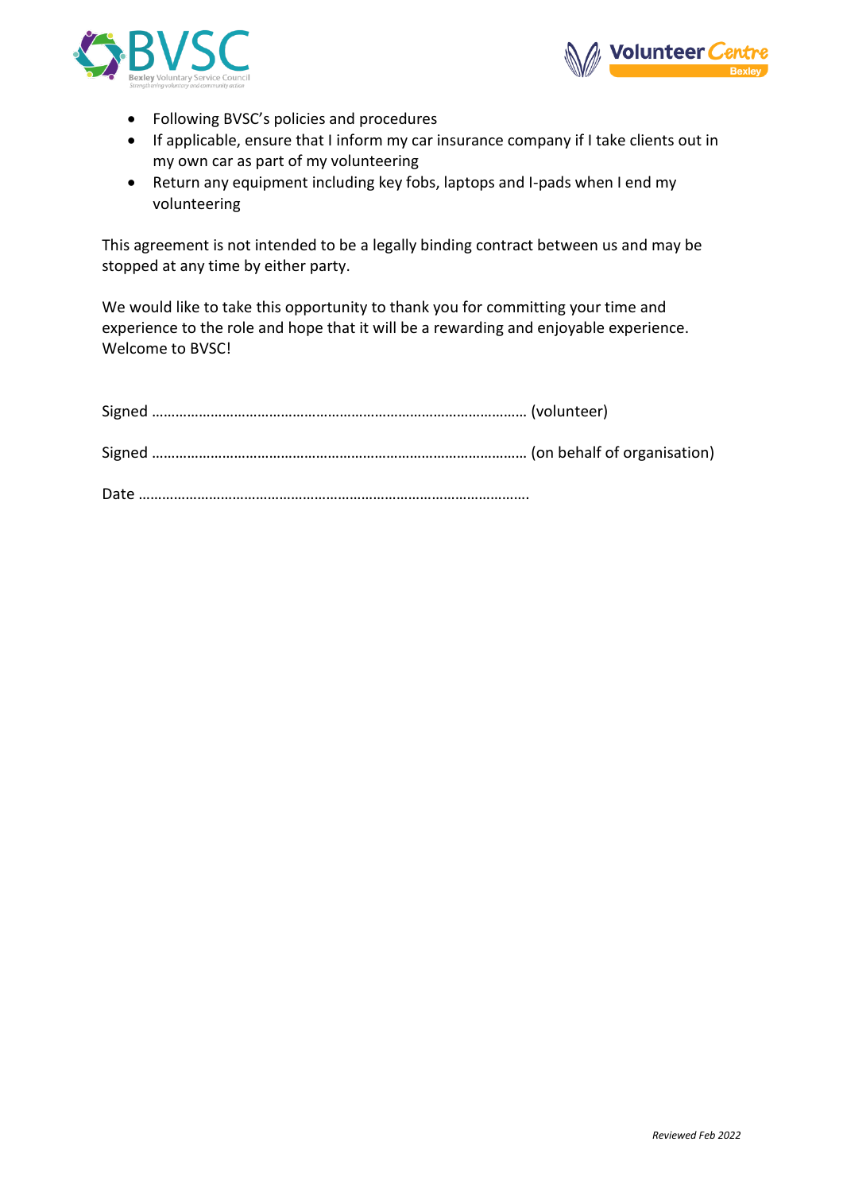- Following BVSC's policies and procedures
- If applicable, ensure that I inform my car insurance company if I take clients out in my own car as part of my volunteering
- Return any equipment including key fobs, laptops and I-pads when I end my volunteering

This agreement is not intended to be a legally binding contract between us and may be stopped at any time by either party.

We would like to take this opportunity to thank you for committing your time and experience to the role and hope that it will be a rewarding and enjoyable experience. Welcome to BVSC!

Signed ……………………………………………………………………………………. (volunteer)

Signed ……………………………………………………………………………………. (on behalf of organisation)

Date ………………………………………………………………………………………….

*Reviewed Feb 2022*